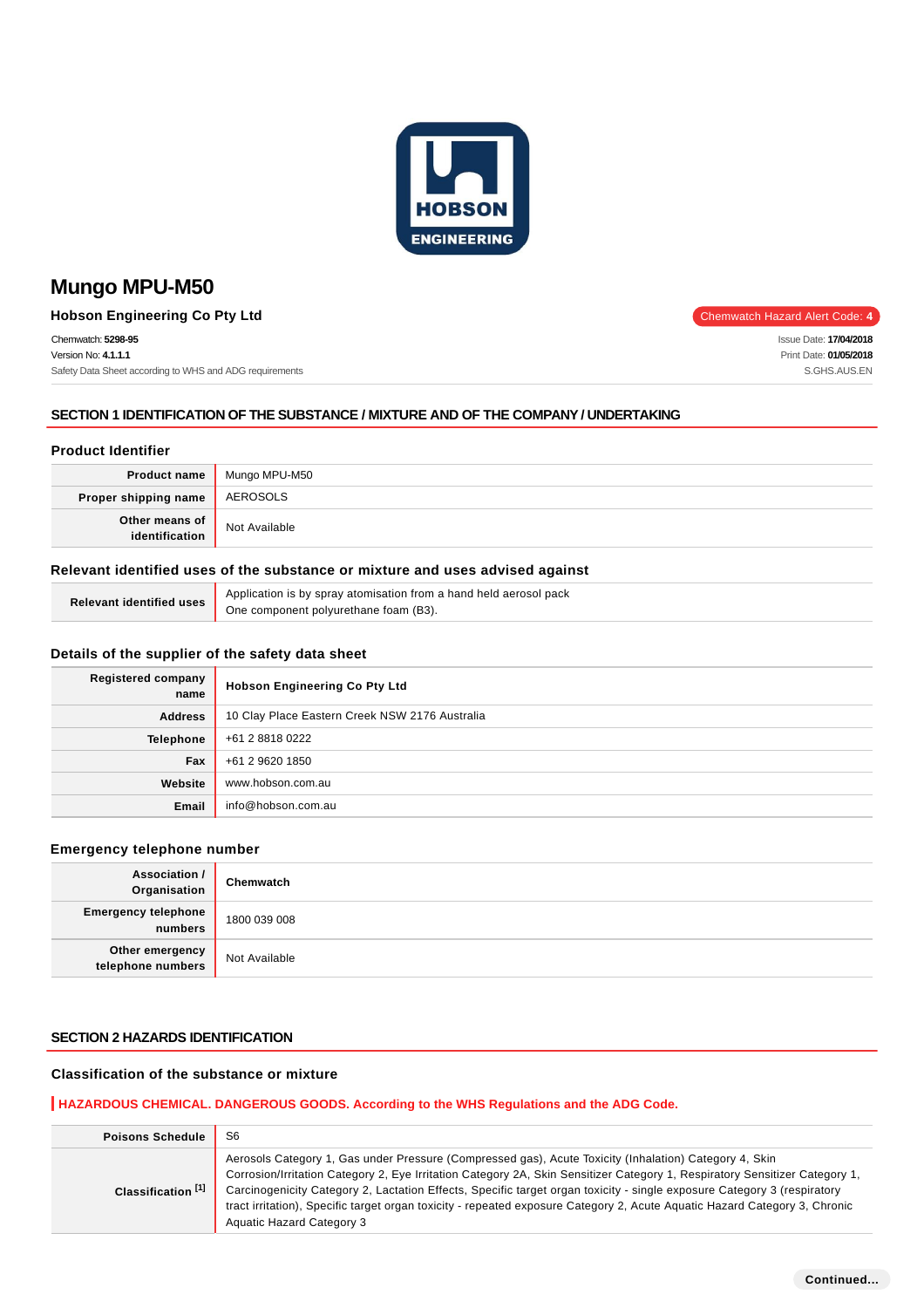# Mungo MPU-M50

**Hobson Engineering Co Pty Ltd**

Chemwatch Hazard Alert Code: **4**

Chemwatch: **5298-95**
Version No: **4.1.1.1**
Safety Data Sheet according to WHS and ADG requirements

Issue Date: **17/04/2018**
Print Date: **01/05/2018**
S.GHS.AUS.EN

## SECTION 1 IDENTIFICATION OF THE SUBSTANCE / MIXTURE AND OF THE COMPANY / UNDERTAKING

### Product Identifier

| | |
|---|---|
| **Product name** | Mungo MPU-M50 |
| **Proper shipping name** | AEROSOLS |
| **Other means of identification** | Not Available |

### Relevant identified uses of the substance or mixture and uses advised against

| | |
|---|---|
| **Relevant identified uses** | Application is by spray atomisation from a hand held aerosol pack<br>One component polyurethane foam (B3). |

### Details of the supplier of the safety data sheet

| | |
|---|---|
| **Registered company name** | **Hobson Engineering Co Pty Ltd** |
| **Address** | 10 Clay Place Eastern Creek NSW 2176 Australia |
| **Telephone** | +61 2 8818 0222 |
| **Fax** | +61 2 9620 1850 |
| **Website** | www.hobson.com.au |
| **Email** | info@hobson.com.au |

### Emergency telephone number

| | |
|---|---|
| **Association / Organisation** | **Chemwatch** |
| **Emergency telephone numbers** | 1800 039 008 |
| **Other emergency telephone numbers** | Not Available |

## SECTION 2 HAZARDS IDENTIFICATION

### Classification of the substance or mixture

**HAZARDOUS CHEMICAL. DANGEROUS GOODS. According to the WHS Regulations and the ADG Code.**

| | |
|---|---|
| **Poisons Schedule** | S6 |
| **Classification [1]** | Aerosols Category 1, Gas under Pressure (Compressed gas), Acute Toxicity (Inhalation) Category 4, Skin Corrosion/Irritation Category 2, Eye Irritation Category 2A, Skin Sensitizer Category 1, Respiratory Sensitizer Category 1, Carcinogenicity Category 2, Lactation Effects, Specific target organ toxicity - single exposure Category 3 (respiratory tract irritation), Specific target organ toxicity - repeated exposure Category 2, Acute Aquatic Hazard Category 3, Chronic Aquatic Hazard Category 3 |

Continued...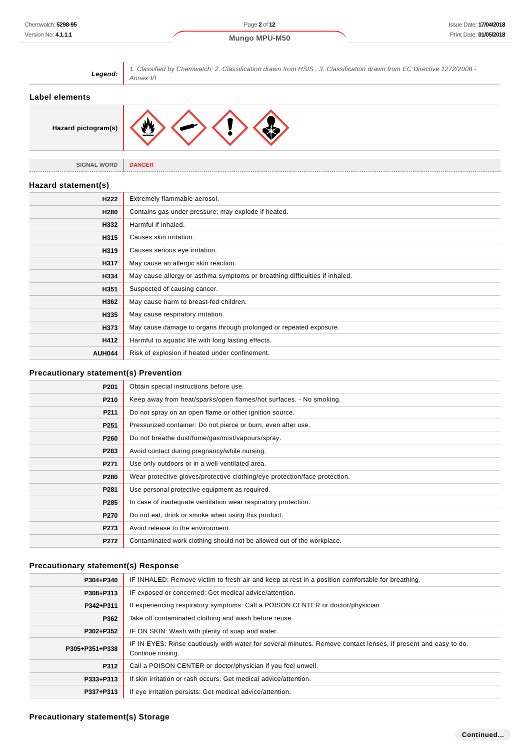| **Legend:** | *1. Classified by Chemwatch; 2. Classification drawn from HSIS ; 3. Classification drawn from EC Directive 1272/2008 - Annex VI* |
|---|---|

## Label elements

| | |
|---|---|
| **Hazard pictogram(s)** | |
| SIGNAL WORD | DANGER |

## Hazard statement(s)

| | |
|---|---|
| **H222** | Extremely flammable aerosol. |
| **H280** | Contains gas under pressure; may explode if heated. |
| **H332** | Harmful if inhaled. |
| **H315** | Causes skin irritation. |
| **H319** | Causes serious eye irritation. |
| **H317** | May cause an allergic skin reaction. |
| **H334** | May cause allergy or asthma symptoms or breathing difficulties if inhaled. |
| **H351** | Suspected of causing cancer. |
| **H362** | May cause harm to breast-fed children. |
| **H335** | May cause respiratory irritation. |
| **H373** | May cause damage to organs through prolonged or repeated exposure. |
| **H412** | Harmful to aquatic life with long lasting effects. |
| **AUH044** | Risk of explosion if heated under confinement. |

## Precautionary statement(s) Prevention

| | |
|---|---|
| **P201** | Obtain special instructions before use. |
| **P210** | Keep away from heat/sparks/open flames/hot surfaces. - No smoking. |
| **P211** | Do not spray on an open flame or other ignition source. |
| **P251** | Pressurized container: Do not pierce or burn, even after use. |
| **P260** | Do not breathe dust/fume/gas/mist/vapours/spray. |
| **P263** | Avoid contact during pregnancy/while nursing. |
| **P271** | Use only outdoors or in a well-ventilated area. |
| **P280** | Wear protective gloves/protective clothing/eye protection/face protection. |
| **P281** | Use personal protective equipment as required. |
| **P285** | In case of inadequate ventilation wear respiratory protection. |
| **P270** | Do not eat, drink or smoke when using this product. |
| **P273** | Avoid release to the environment. |
| **P272** | Contaminated work clothing should not be allowed out of the workplace. |

## Precautionary statement(s) Response

| | |
|---|---|
| **P304+P340** | IF INHALED: Remove victim to fresh air and keep at rest in a position comfortable for breathing. |
| **P308+P313** | IF exposed or concerned: Get medical advice/attention. |
| **P342+P311** | If experiencing respiratory symptoms: Call a POISON CENTER or doctor/physician. |
| **P362** | Take off contaminated clothing and wash before reuse. |
| **P302+P352** | IF ON SKIN: Wash with plenty of soap and water. |
| **P305+P351+P338** | IF IN EYES: Rinse cautiously with water for several minutes. Remove contact lenses, if present and easy to do. Continue rinsing. |
| **P312** | Call a POISON CENTER or doctor/physician if you feel unwell. |
| **P333+P313** | If skin irritation or rash occurs: Get medical advice/attention. |
| **P337+P313** | If eye irritation persists: Get medical advice/attention. |

## Precautionary statement(s) Storage

Continued...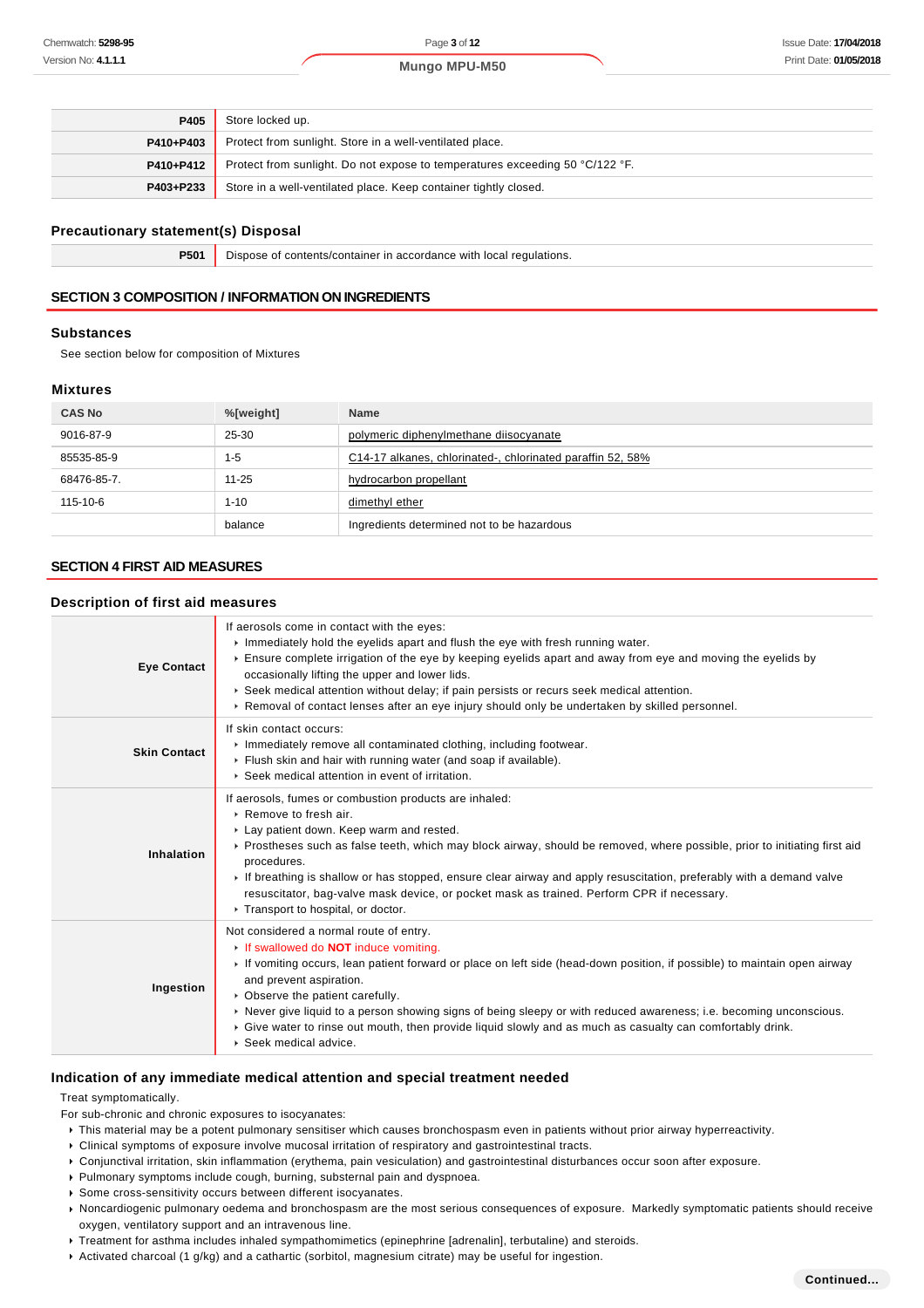| | |
|---|---|
| **P405** | Store locked up. |
| **P410+P403** | Protect from sunlight. Store in a well-ventilated place. |
| **P410+P412** | Protect from sunlight. Do not expose to temperatures exceeding 50 °C/122 °F. |
| **P403+P233** | Store in a well-ventilated place. Keep container tightly closed. |

### Precautionary statement(s) Disposal

| | |
|---|---|
| **P501** | Dispose of contents/container in accordance with local regulations. |

## SECTION 3 COMPOSITION / INFORMATION ON INGREDIENTS

### Substances

See section below for composition of Mixtures

### Mixtures

| CAS No | %[weight] | Name |
|---|---|---|
| 9016-87-9 | 25-30 | polymeric diphenylmethane diisocyanate |
| 85535-85-9 | 1-5 | C14-17 alkanes, chlorinated-, chlorinated paraffin 52, 58% |
| 68476-85-7. | 11-25 | hydrocarbon propellant |
| 115-10-6 | 1-10 | dimethyl ether |
| | balance | Ingredients determined not to be hazardous |

## SECTION 4 FIRST AID MEASURES

### Description of first aid measures

| | |
|---|---|
| **Eye Contact** | If aerosols come in contact with the eyes:<br>- Immediately hold the eyelids apart and flush the eye with fresh running water.<br>- Ensure complete irrigation of the eye by keeping eyelids apart and away from eye and moving the eyelids by occasionally lifting the upper and lower lids.<br>- Seek medical attention without delay; if pain persists or recurs seek medical attention.<br>- Removal of contact lenses after an eye injury should only be undertaken by skilled personnel. |
| **Skin Contact** | If skin contact occurs:<br>- Immediately remove all contaminated clothing, including footwear.<br>- Flush skin and hair with running water (and soap if available).<br>- Seek medical attention in event of irritation. |
| **Inhalation** | If aerosols, fumes or combustion products are inhaled:<br>- Remove to fresh air.<br>- Lay patient down. Keep warm and rested.<br>- Prostheses such as false teeth, which may block airway, should be removed, where possible, prior to initiating first aid procedures.<br>- If breathing is shallow or has stopped, ensure clear airway and apply resuscitation, preferably with a demand valve resuscitator, bag-valve mask device, or pocket mask as trained. Perform CPR if necessary.<br>- Transport to hospital, or doctor. |
| **Ingestion** | Not considered a normal route of entry.<br>- If swallowed do **NOT** induce vomiting.<br>- If vomiting occurs, lean patient forward or place on left side (head-down position, if possible) to maintain open airway and prevent aspiration.<br>- Observe the patient carefully.<br>- Never give liquid to a person showing signs of being sleepy or with reduced awareness; i.e. becoming unconscious.<br>- Give water to rinse out mouth, then provide liquid slowly and as much as casualty can comfortably drink.<br>- Seek medical advice. |

### Indication of any immediate medical attention and special treatment needed

Treat symptomatically.

For sub-chronic and chronic exposures to isocyanates:

- This material may be a potent pulmonary sensitiser which causes bronchospasm even in patients without prior airway hyperreactivity.
- Clinical symptoms of exposure involve mucosal irritation of respiratory and gastrointestinal tracts.
- Conjunctival irritation, skin inflammation (erythema, pain vesiculation) and gastrointestinal disturbances occur soon after exposure.
- Pulmonary symptoms include cough, burning, substernal pain and dyspnoea.
- Some cross-sensitivity occurs between different isocyanates.
- Noncardiogenic pulmonary oedema and bronchospasm are the most serious consequences of exposure. Markedly symptomatic patients should receive oxygen, ventilatory support and an intravenous line.
- Treatment for asthma includes inhaled sympathomimetics (epinephrine [adrenalin], terbutaline) and steroids.
- Activated charcoal (1 g/kg) and a cathartic (sorbitol, magnesium citrate) may be useful for ingestion.

**Continued...**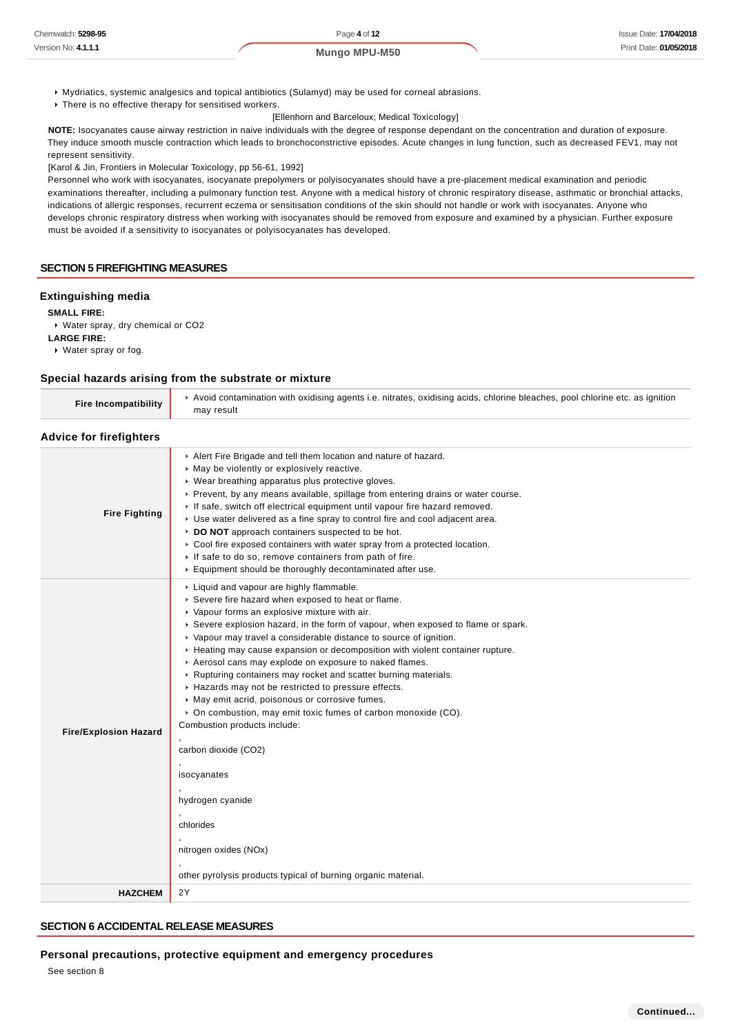- Mydriatics, systemic analgesics and topical antibiotics (Sulamyd) may be used for corneal abrasions.
- There is no effective therapy for sensitised workers.

[Ellenhorn and Barceloux; Medical Toxicology]

**NOTE:** Isocyanates cause airway restriction in naive individuals with the degree of response dependant on the concentration and duration of exposure. They induce smooth muscle contraction which leads to bronchoconstrictive episodes. Acute changes in lung function, such as decreased FEV1, may not represent sensitivity.

[Karol & Jin, Frontiers in Molecular Toxicology, pp 56-61, 1992]

Personnel who work with isocyanates, isocyanate prepolymers or polyisocyanates should have a pre-placement medical examination and periodic examinations thereafter, including a pulmonary function test. Anyone with a medical history of chronic respiratory disease, asthmatic or bronchial attacks, indications of allergic responses, recurrent eczema or sensitisation conditions of the skin should not handle or work with isocyanates. Anyone who develops chronic respiratory distress when working with isocyanates should be removed from exposure and examined by a physician. Further exposure must be avoided if a sensitivity to isocyanates or polyisocyanates has developed.

## SECTION 5 FIREFIGHTING MEASURES

### Extinguishing media

**SMALL FIRE:**

- Water spray, dry chemical or CO2

**LARGE FIRE:**

- Water spray or fog.

### Special hazards arising from the substrate or mixture

| | |
|---|---|
| **Fire Incompatibility** | Avoid contamination with oxidising agents i.e. nitrates, oxidising acids, chlorine bleaches, pool chlorine etc. as ignition may result |

### Advice for firefighters

| | |
|---|---|
| **Fire Fighting** | - Alert Fire Brigade and tell them location and nature of hazard.<br>- May be violently or explosively reactive.<br>- Wear breathing apparatus plus protective gloves.<br>- Prevent, by any means available, spillage from entering drains or water course.<br>- If safe, switch off electrical equipment until vapour fire hazard removed.<br>- Use water delivered as a fine spray to control fire and cool adjacent area.<br>- **DO NOT** approach containers suspected to be hot.<br>- Cool fire exposed containers with water spray from a protected location.<br>- If safe to do so, remove containers from path of fire.<br>- Equipment should be thoroughly decontaminated after use. |
| **Fire/Explosion Hazard** | - Liquid and vapour are highly flammable.<br>- Severe fire hazard when exposed to heat or flame.<br>- Vapour forms an explosive mixture with air.<br>- Severe explosion hazard, in the form of vapour, when exposed to flame or spark.<br>- Vapour may travel a considerable distance to source of ignition.<br>- Heating may cause expansion or decomposition with violent container rupture.<br>- Aerosol cans may explode on exposure to naked flames.<br>- Rupturing containers may rocket and scatter burning materials.<br>- Hazards may not be restricted to pressure effects.<br>- May emit acrid, poisonous or corrosive fumes.<br>- On combustion, may emit toxic fumes of carbon monoxide (CO).<br>Combustion products include:<br>,<br>carbon dioxide (CO2)<br>,<br>isocyanates<br>,<br>hydrogen cyanide<br>,<br>chlorides<br>,<br>nitrogen oxides (NOx)<br>,<br>other pyrolysis products typical of burning organic material. |
| **HAZCHEM** | 2Y |

## SECTION 6 ACCIDENTAL RELEASE MEASURES

### Personal precautions, protective equipment and emergency procedures

See section 8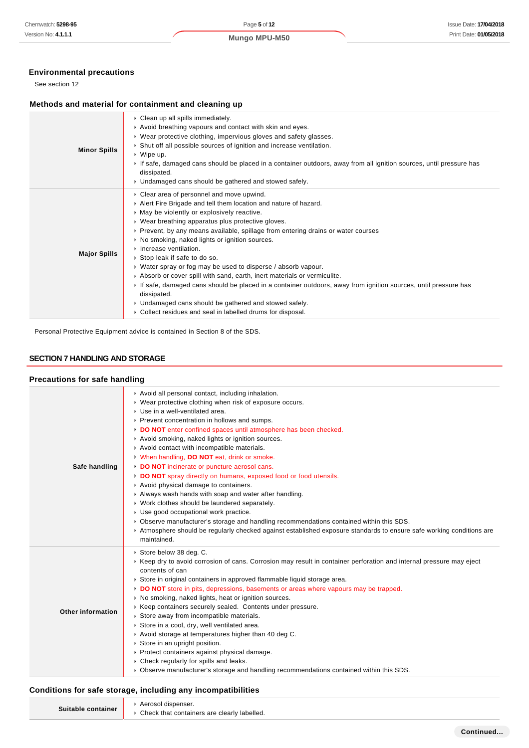### Environmental precautions

See section 12

### Methods and material for containment and cleaning up

| | |
|---|---|
| **Minor Spills** | ▸ Clean up all spills immediately.<br>▸ Avoid breathing vapours and contact with skin and eyes.<br>▸ Wear protective clothing, impervious gloves and safety glasses.<br>▸ Shut off all possible sources of ignition and increase ventilation.<br>▸ Wipe up.<br>▸ If safe, damaged cans should be placed in a container outdoors, away from all ignition sources, until pressure has dissipated.<br>▸ Undamaged cans should be gathered and stowed safely. |
| **Major Spills** | ▸ Clear area of personnel and move upwind.<br>▸ Alert Fire Brigade and tell them location and nature of hazard.<br>▸ May be violently or explosively reactive.<br>▸ Wear breathing apparatus plus protective gloves.<br>▸ Prevent, by any means available, spillage from entering drains or water courses<br>▸ No smoking, naked lights or ignition sources.<br>▸ Increase ventilation.<br>▸ Stop leak if safe to do so.<br>▸ Water spray or fog may be used to disperse / absorb vapour.<br>▸ Absorb or cover spill with sand, earth, inert materials or vermiculite.<br>▸ If safe, damaged cans should be placed in a container outdoors, away from ignition sources, until pressure has dissipated.<br>▸ Undamaged cans should be gathered and stowed safely.<br>▸ Collect residues and seal in labelled drums for disposal. |

Personal Protective Equipment advice is contained in Section 8 of the SDS.

## SECTION 7 HANDLING AND STORAGE

### Precautions for safe handling

| | |
|---|---|
| **Safe handling** | ▸ Avoid all personal contact, including inhalation.<br>▸ Wear protective clothing when risk of exposure occurs.<br>▸ Use in a well-ventilated area.<br>▸ Prevent concentration in hollows and sumps.<br>▸ **DO NOT** enter confined spaces until atmosphere has been checked.<br>▸ Avoid smoking, naked lights or ignition sources.<br>▸ Avoid contact with incompatible materials.<br>▸ When handling, **DO NOT** eat, drink or smoke.<br>▸ **DO NOT** incinerate or puncture aerosol cans.<br>▸ **DO NOT** spray directly on humans, exposed food or food utensils.<br>▸ Avoid physical damage to containers.<br>▸ Always wash hands with soap and water after handling.<br>▸ Work clothes should be laundered separately.<br>▸ Use good occupational work practice.<br>▸ Observe manufacturer's storage and handling recommendations contained within this SDS.<br>▸ Atmosphere should be regularly checked against established exposure standards to ensure safe working conditions are maintained. |
| **Other information** | ▸ Store below 38 deg. C.<br>▸ Keep dry to avoid corrosion of cans. Corrosion may result in container perforation and internal pressure may eject contents of can<br>▸ Store in original containers in approved flammable liquid storage area.<br>▸ **DO NOT** store in pits, depressions, basements or areas where vapours may be trapped.<br>▸ No smoking, naked lights, heat or ignition sources.<br>▸ Keep containers securely sealed. Contents under pressure.<br>▸ Store away from incompatible materials.<br>▸ Store in a cool, dry, well ventilated area.<br>▸ Avoid storage at temperatures higher than 40 deg C.<br>▸ Store in an upright position.<br>▸ Protect containers against physical damage.<br>▸ Check regularly for spills and leaks.<br>▸ Observe manufacturer's storage and handling recommendations contained within this SDS. |

### Conditions for safe storage, including any incompatibilities

| | |
|---|---|
| **Suitable container** | ▸ Aerosol dispenser.<br>▸ Check that containers are clearly labelled. |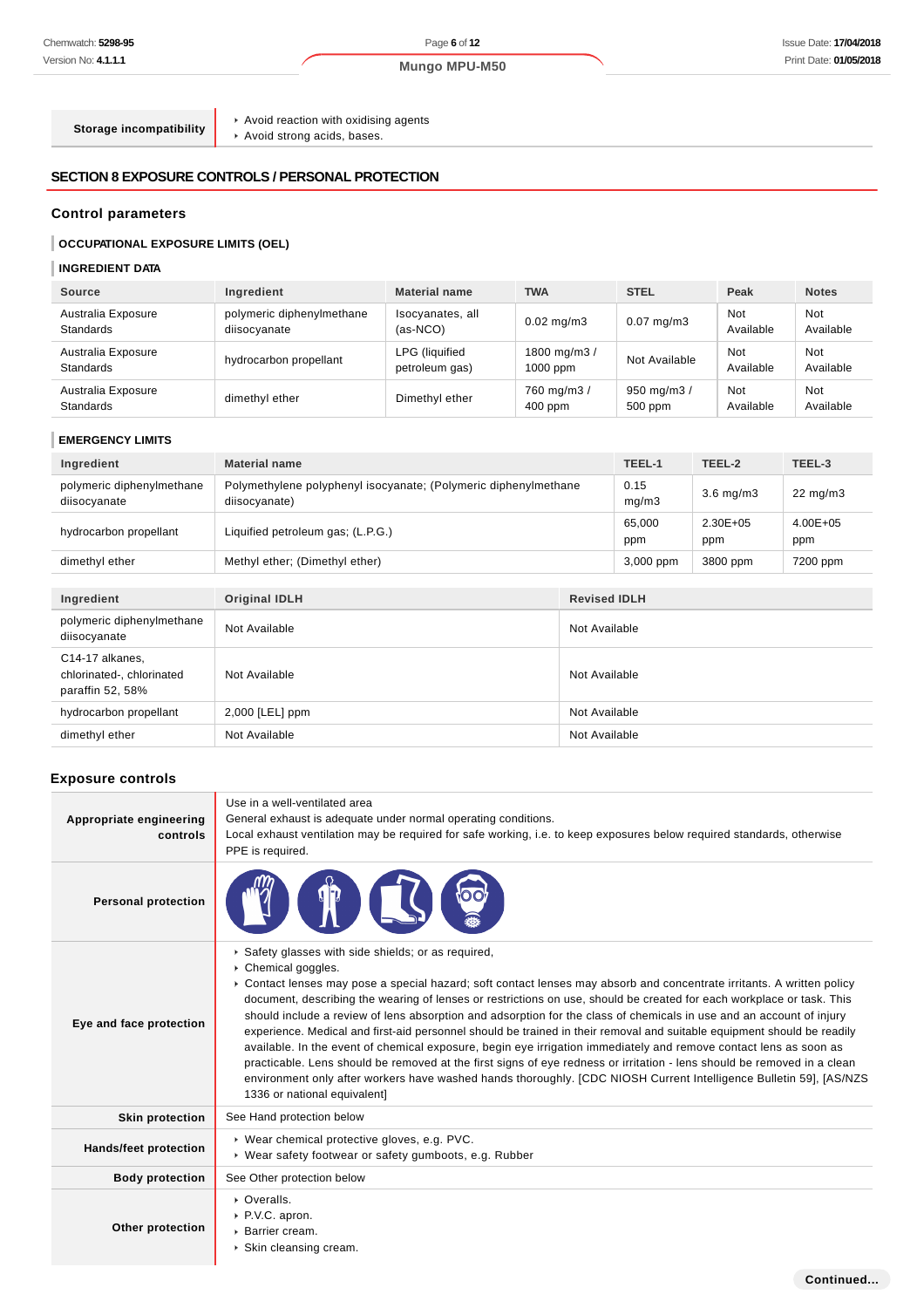| Storage incompatibility | - Avoid reaction with oxidising agents<br>- Avoid strong acids, bases. |
|---|---|

## SECTION 8 EXPOSURE CONTROLS / PERSONAL PROTECTION

### Control parameters

#### OCCUPATIONAL EXPOSURE LIMITS (OEL)

#### INGREDIENT DATA

| Source | Ingredient | Material name | TWA | STEL | Peak | Notes |
|---|---|---|---|---|---|---|
| Australia Exposure Standards | polymeric diphenylmethane diisocyanate | Isocyanates, all (as-NCO) | 0.02 mg/m3 | 0.07 mg/m3 | Not Available | Not Available |
| Australia Exposure Standards | hydrocarbon propellant | LPG (liquified petroleum gas) | 1800 mg/m3 / 1000 ppm | Not Available | Not Available | Not Available |
| Australia Exposure Standards | dimethyl ether | Dimethyl ether | 760 mg/m3 / 400 ppm | 950 mg/m3 / 500 ppm | Not Available | Not Available |

#### EMERGENCY LIMITS

| Ingredient | Material name | TEEL-1 | TEEL-2 | TEEL-3 |
|---|---|---|---|---|
| polymeric diphenylmethane diisocyanate | Polymethylene polyphenyl isocyanate; (Polymeric diphenylmethane diisocyanate) | 0.15 mg/m3 | 3.6 mg/m3 | 22 mg/m3 |
| hydrocarbon propellant | Liquified petroleum gas; (L.P.G.) | 65,000 ppm | 2.30E+05 ppm | 4.00E+05 ppm |
| dimethyl ether | Methyl ether; (Dimethyl ether) | 3,000 ppm | 3800 ppm | 7200 ppm |

| Ingredient | Original IDLH | Revised IDLH |
|---|---|---|
| polymeric diphenylmethane diisocyanate | Not Available | Not Available |
| C14-17 alkanes, chlorinated-, chlorinated paraffin 52, 58% | Not Available | Not Available |
| hydrocarbon propellant | 2,000 [LEL] ppm | Not Available |
| dimethyl ether | Not Available | Not Available |

### Exposure controls

| | |
|---|---|
| **Appropriate engineering controls** | Use in a well-ventilated area<br>General exhaust is adequate under normal operating conditions.<br>Local exhaust ventilation may be required for safe working, i.e. to keep exposures below required standards, otherwise PPE is required. |
| **Personal protection** | |
| **Eye and face protection** | - Safety glasses with side shields; or as required,<br>- Chemical goggles.<br>- Contact lenses may pose a special hazard; soft contact lenses may absorb and concentrate irritants. A written policy document, describing the wearing of lenses or restrictions on use, should be created for each workplace or task. This should include a review of lens absorption and adsorption for the class of chemicals in use and an account of injury experience. Medical and first-aid personnel should be trained in their removal and suitable equipment should be readily available. In the event of chemical exposure, begin eye irrigation immediately and remove contact lens as soon as practicable. Lens should be removed at the first signs of eye redness or irritation - lens should be removed in a clean environment only after workers have washed hands thoroughly. [CDC NIOSH Current Intelligence Bulletin 59], [AS/NZS 1336 or national equivalent] |
| **Skin protection** | See Hand protection below |
| **Hands/feet protection** | - Wear chemical protective gloves, e.g. PVC.<br>- Wear safety footwear or safety gumboots, e.g. Rubber |
| **Body protection** | See Other protection below |
| **Other protection** | - Overalls.<br>- P.V.C. apron.<br>- Barrier cream.<br>- Skin cleansing cream. |

Continued...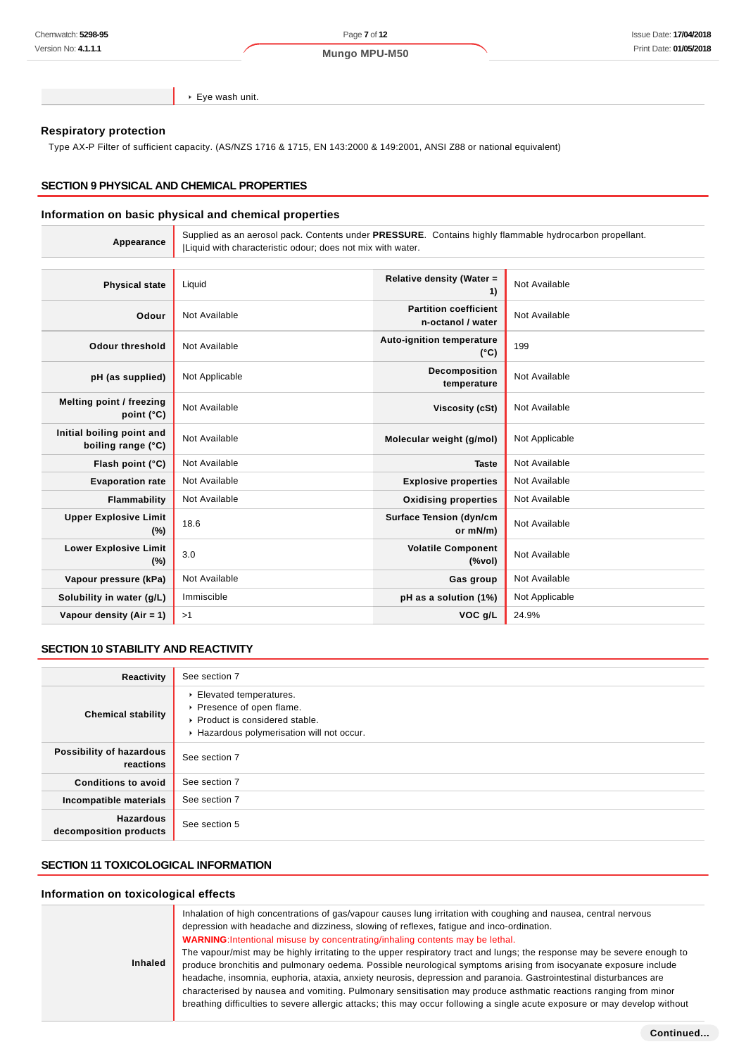| | |
|---|---|
| | ‣ Eye wash unit. |

### Respiratory protection

Type AX-P Filter of sufficient capacity. (AS/NZS 1716 & 1715, EN 143:2000 & 149:2001, ANSI Z88 or national equivalent)

## SECTION 9 PHYSICAL AND CHEMICAL PROPERTIES

### Information on basic physical and chemical properties

| | |
|---|---|
| **Appearance** | Supplied as an aerosol pack. Contents under **PRESSURE**. Contains highly flammable hydrocarbon propellant.<br>\|Liquid with characteristic odour; does not mix with water. |

| | | | |
|---|---|---|---|
| **Physical state** | Liquid | **Relative density (Water = 1)** | Not Available |
| **Odour** | Not Available | **Partition coefficient n-octanol / water** | Not Available |
| **Odour threshold** | Not Available | **Auto-ignition temperature (°C)** | 199 |
| **pH (as supplied)** | Not Applicable | **Decomposition temperature** | Not Available |
| **Melting point / freezing point (°C)** | Not Available | **Viscosity (cSt)** | Not Available |
| **Initial boiling point and boiling range (°C)** | Not Available | **Molecular weight (g/mol)** | Not Applicable |
| **Flash point (°C)** | Not Available | **Taste** | Not Available |
| **Evaporation rate** | Not Available | **Explosive properties** | Not Available |
| **Flammability** | Not Available | **Oxidising properties** | Not Available |
| **Upper Explosive Limit (%)** | 18.6 | **Surface Tension (dyn/cm or mN/m)** | Not Available |
| **Lower Explosive Limit (%)** | 3.0 | **Volatile Component (%vol)** | Not Available |
| **Vapour pressure (kPa)** | Not Available | **Gas group** | Not Available |
| **Solubility in water (g/L)** | Immiscible | **pH as a solution (1%)** | Not Applicable |
| **Vapour density (Air = 1)** | >1 | **VOC g/L** | 24.9% |

## SECTION 10 STABILITY AND REACTIVITY

| | |
|---|---|
| **Reactivity** | See section 7 |
| **Chemical stability** | ‣ Elevated temperatures.<br>‣ Presence of open flame.<br>‣ Product is considered stable.<br>‣ Hazardous polymerisation will not occur. |
| **Possibility of hazardous reactions** | See section 7 |
| **Conditions to avoid** | See section 7 |
| **Incompatible materials** | See section 7 |
| **Hazardous decomposition products** | See section 5 |

## SECTION 11 TOXICOLOGICAL INFORMATION

### Information on toxicological effects

| | |
|---|---|
| **Inhaled** | Inhalation of high concentrations of gas/vapour causes lung irritation with coughing and nausea, central nervous depression with headache and dizziness, slowing of reflexes, fatigue and inco-ordination.<br>**WARNING**:Intentional misuse by concentrating/inhaling contents may be lethal.<br>The vapour/mist may be highly irritating to the upper respiratory tract and lungs; the response may be severe enough to produce bronchitis and pulmonary oedema. Possible neurological symptoms arising from isocyanate exposure include headache, insomnia, euphoria, ataxia, anxiety neurosis, depression and paranoia. Gastrointestinal disturbances are characterised by nausea and vomiting. Pulmonary sensitisation may produce asthmatic reactions ranging from minor breathing difficulties to severe allergic attacks; this may occur following a single acute exposure or may develop without |

Continued...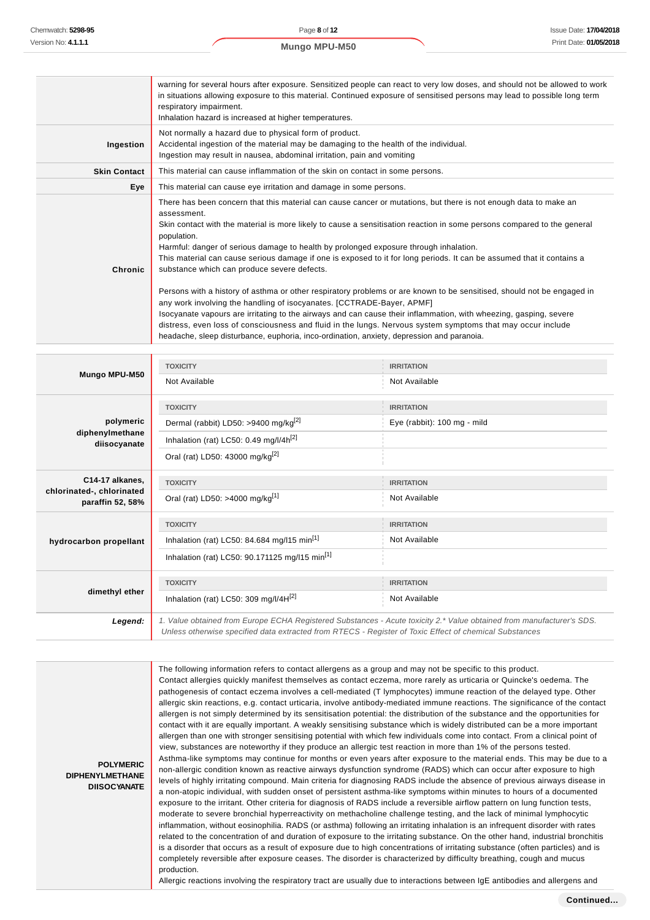| | |
|---|---|
| | warning for several hours after exposure. Sensitized people can react to very low doses, and should not be allowed to work in situations allowing exposure to this material. Continued exposure of sensitised persons may lead to possible long term respiratory impairment.<br>Inhalation hazard is increased at higher temperatures. |
| **Ingestion** | Not normally a hazard due to physical form of product.<br>Accidental ingestion of the material may be damaging to the health of the individual.<br>Ingestion may result in nausea, abdominal irritation, pain and vomiting |
| **Skin Contact** | This material can cause inflammation of the skin on contact in some persons. |
| **Eye** | This material can cause eye irritation and damage in some persons. |
| **Chronic** | There has been concern that this material can cause cancer or mutations, but there is not enough data to make an assessment.<br>Skin contact with the material is more likely to cause a sensitisation reaction in some persons compared to the general population.<br>Harmful: danger of serious damage to health by prolonged exposure through inhalation.<br>This material can cause serious damage if one is exposed to it for long periods. It can be assumed that it contains a substance which can produce severe defects.<br><br>Persons with a history of asthma or other respiratory problems or are known to be sensitised, should not be engaged in any work involving the handling of isocyanates. [CCTRADE-Bayer, APMF]<br>Isocyanate vapours are irritating to the airways and can cause their inflammation, with wheezing, gasping, severe distress, even loss of consciousness and fluid in the lungs. Nervous system symptoms that may occur include headache, sleep disturbance, euphoria, inco-ordination, anxiety, depression and paranoia. |

| | TOXICITY | IRRITATION |
|---|---|---|
| **Mungo MPU-M50** | Not Available | Not Available |
| **polymeric diphenylmethane diisocyanate** | Dermal (rabbit) LD50: >9400 mg/kg[2] | Eye (rabbit): 100 mg - mild |
| | Inhalation (rat) LC50: 0.49 mg/l/4h[2] | |
| | Oral (rat) LD50: 43000 mg/kg[2] | |
| **C14-17 alkanes, chlorinated-, chlorinated paraffin 52, 58%** | Oral (rat) LD50: >4000 mg/kg[1] | Not Available |
| **hydrocarbon propellant** | Inhalation (rat) LC50: 84.684 mg/l15 min[1] | Not Available |
| | Inhalation (rat) LC50: 90.171125 mg/l15 min[1] | |
| **dimethyl ether** | Inhalation (rat) LC50: 309 mg/l/4H[2] | Not Available |
| ***Legend:*** | *1. Value obtained from Europe ECHA Registered Substances - Acute toxicity 2.* Value obtained from manufacturer's SDS. Unless otherwise specified data extracted from RTECS - Register of Toxic Effect of chemical Substances* | |

| | |
|---|---|
| **POLYMERIC DIPHENYLMETHANE DIISOCYANATE** | The following information refers to contact allergens as a group and may not be specific to this product.<br>Contact allergies quickly manifest themselves as contact eczema, more rarely as urticaria or Quincke's oedema. The pathogenesis of contact eczema involves a cell-mediated (T lymphocytes) immune reaction of the delayed type. Other allergic skin reactions, e.g. contact urticaria, involve antibody-mediated immune reactions. The significance of the contact allergen is not simply determined by its sensitisation potential: the distribution of the substance and the opportunities for contact with it are equally important. A weakly sensitising substance which is widely distributed can be a more important allergen than one with stronger sensitising potential with which few individuals come into contact. From a clinical point of view, substances are noteworthy if they produce an allergic test reaction in more than 1% of the persons tested.<br>Asthma-like symptoms may continue for months or even years after exposure to the material ends. This may be due to a non-allergic condition known as reactive airways dysfunction syndrome (RADS) which can occur after exposure to high levels of highly irritating compound. Main criteria for diagnosing RADS include the absence of previous airways disease in a non-atopic individual, with sudden onset of persistent asthma-like symptoms within minutes to hours of a documented exposure to the irritant. Other criteria for diagnosis of RADS include a reversible airflow pattern on lung function tests, moderate to severe bronchial hyperreactivity on methacholine challenge testing, and the lack of minimal lymphocytic inflammation, without eosinophilia. RADS (or asthma) following an irritating inhalation is an infrequent disorder with rates related to the concentration of and duration of exposure to the irritating substance. On the other hand, industrial bronchitis is a disorder that occurs as a result of exposure due to high concentrations of irritating substance (often particles) and is completely reversible after exposure ceases. The disorder is characterized by difficulty breathing, cough and mucus production.<br>Allergic reactions involving the respiratory tract are usually due to interactions between IgE antibodies and allergens and |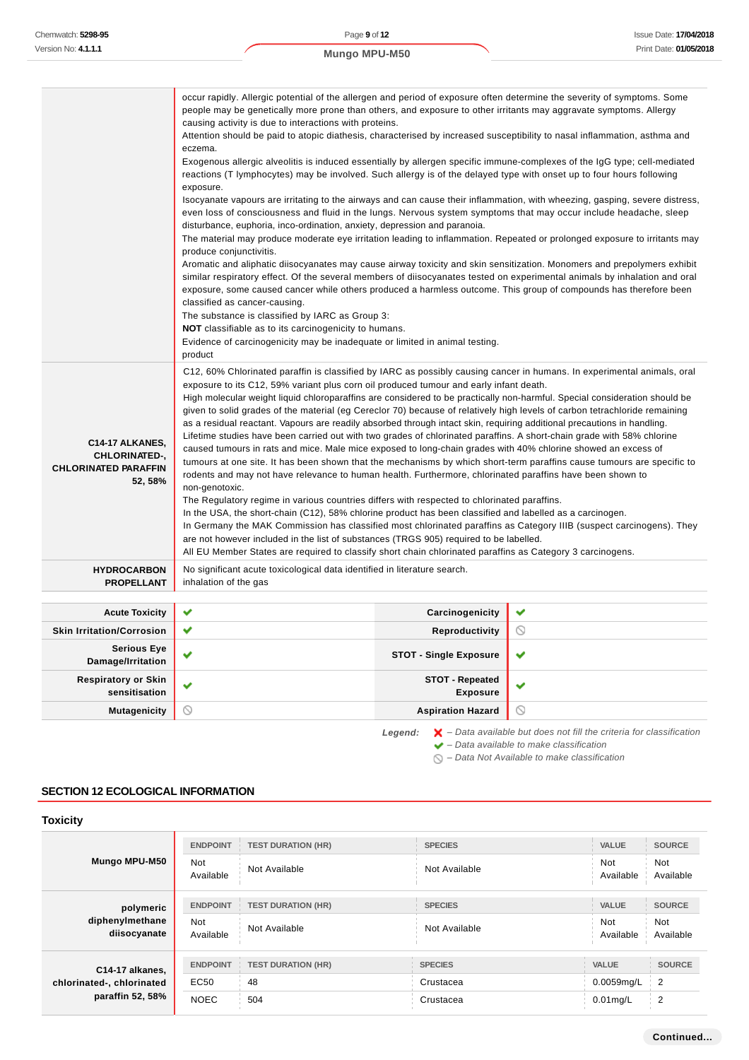| | |
|---|---|
| | occur rapidly. Allergic potential of the allergen and period of exposure often determine the severity of symptoms. Some people may be genetically more prone than others, and exposure to other irritants may aggravate symptoms. Allergy causing activity is due to interactions with proteins.<br>Attention should be paid to atopic diathesis, characterised by increased susceptibility to nasal inflammation, asthma and eczema.<br>Exogenous allergic alveolitis is induced essentially by allergen specific immune-complexes of the IgG type; cell-mediated reactions (T lymphocytes) may be involved. Such allergy is of the delayed type with onset up to four hours following exposure.<br>Isocyanate vapours are irritating to the airways and can cause their inflammation, with wheezing, gasping, severe distress, even loss of consciousness and fluid in the lungs. Nervous system symptoms that may occur include headache, sleep disturbance, euphoria, inco-ordination, anxiety, depression and paranoia.<br>The material may produce moderate eye irritation leading to inflammation. Repeated or prolonged exposure to irritants may produce conjunctivitis.<br>Aromatic and aliphatic diisocyanates may cause airway toxicity and skin sensitization. Monomers and prepolymers exhibit similar respiratory effect. Of the several members of diisocyanates tested on experimental animals by inhalation and oral exposure, some caused cancer while others produced a harmless outcome. This group of compounds has therefore been classified as cancer-causing.<br>The substance is classified by IARC as Group 3:<br>**NOT** classifiable as to its carcinogenicity to humans.<br>Evidence of carcinogenicity may be inadequate or limited in animal testing.<br>product |
| **C14-17 ALKANES, CHLORINATED-, CHLORINATED PARAFFIN 52, 58%** | C12, 60% Chlorinated paraffin is classified by IARC as possibly causing cancer in humans. In experimental animals, oral exposure to its C12, 59% variant plus corn oil produced tumour and early infant death.<br>High molecular weight liquid chloroparaffins are considered to be practically non-harmful. Special consideration should be given to solid grades of the material (eg Cereclor 70) because of relatively high levels of carbon tetrachloride remaining as a residual reactant. Vapours are readily absorbed through intact skin, requiring additional precautions in handling.<br>Lifetime studies have been carried out with two grades of chlorinated paraffins. A short-chain grade with 58% chlorine caused tumours in rats and mice. Male mice exposed to long-chain grades with 40% chlorine showed an excess of tumours at one site. It has been shown that the mechanisms by which short-term paraffins cause tumours are specific to rodents and may not have relevance to human health. Furthermore, chlorinated paraffins have been shown to be non-genotoxic.<br>The Regulatory regime in various countries differs with respected to chlorinated paraffins.<br>In the USA, the short-chain (C12), 58% chlorine product has been classified and labelled as a carcinogen.<br>In Germany the MAK Commission has classified most chlorinated paraffins as Category IIIB (suspect carcinogens). They are not however included in the list of substances (TRGS 905) required to be labelled.<br>All EU Member States are required to classify short chain chlorinated paraffins as Category 3 carcinogens. |
| **HYDROCARBON PROPELLANT** | No significant acute toxicological data identified in literature search.<br>inhalation of the gas |

| | | | |
|---|---|---|---|
| **Acute Toxicity** | ✔ | **Carcinogenicity** | ✔ |
| **Skin Irritation/Corrosion** | ✔ | **Reproductivity** | ⦸ |
| **Serious Eye Damage/Irritation** | ✔ | **STOT - Single Exposure** | ✔ |
| **Respiratory or Skin sensitisation** | ✔ | **STOT - Repeated Exposure** | ✔ |
| **Mutagenicity** | ⦸ | **Aspiration Hazard** | ⦸ |

*Legend:* ✘ – *Data available but does not fill the criteria for classification*
✔ – *Data available to make classification*
⦸ – *Data Not Available to make classification*

## SECTION 12 ECOLOGICAL INFORMATION

### Toxicity

| | ENDPOINT | TEST DURATION (HR) | SPECIES | VALUE | SOURCE |
|---|---|---|---|---|---|
| **Mungo MPU-M50** | Not Available | Not Available | Not Available | Not Available | Not Available |

| | ENDPOINT | TEST DURATION (HR) | SPECIES | VALUE | SOURCE |
|---|---|---|---|---|---|
| **polymeric diphenylmethane diisocyanate** | Not Available | Not Available | Not Available | Not Available | Not Available |

| | ENDPOINT | TEST DURATION (HR) | SPECIES | VALUE | SOURCE |
|---|---|---|---|---|---|
| **C14-17 alkanes, chlorinated-, chlorinated paraffin 52, 58%** | EC50 | 48 | Crustacea | 0.0059mg/L | 2 |
| | NOEC | 504 | Crustacea | 0.01mg/L | 2 |

**Continued...**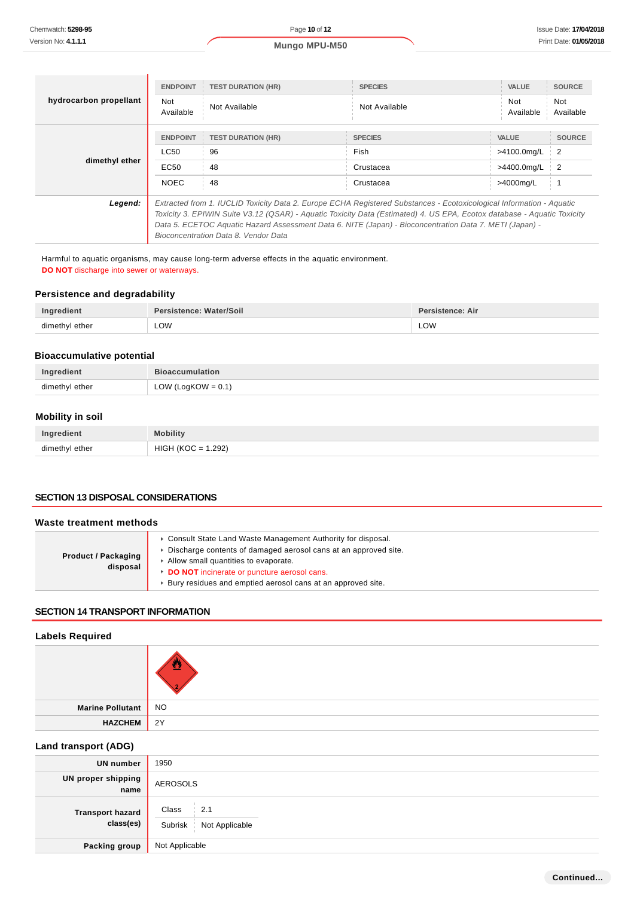| | | | | | |
|---|---|---|---|---|---|
| **hydrocarbon propellant** | ENDPOINT | TEST DURATION (HR) | SPECIES | VALUE | SOURCE |
| | Not Available | Not Available | Not Available | Not Available | Not Available |
| **dimethyl ether** | ENDPOINT | TEST DURATION (HR) | SPECIES | VALUE | SOURCE |
| | LC50 | 96 | Fish | >4100.0mg/L | 2 |
| | EC50 | 48 | Crustacea | >4400.0mg/L | 2 |
| | NOEC | 48 | Crustacea | >4000mg/L | 1 |
| ***Legend:*** | *Extracted from 1. IUCLID Toxicity Data 2. Europe ECHA Registered Substances - Ecotoxicological Information - Aquatic Toxicity 3. EPIWIN Suite V3.12 (QSAR) - Aquatic Toxicity Data (Estimated) 4. US EPA, Ecotox database - Aquatic Toxicity Data 5. ECETOC Aquatic Hazard Assessment Data 6. NITE (Japan) - Bioconcentration Data 7. METI (Japan) - Bioconcentration Data 8. Vendor Data* | | | | |

Harmful to aquatic organisms, may cause long-term adverse effects in the aquatic environment.
**DO NOT** discharge into sewer or waterways.

### Persistence and degradability

| Ingredient | Persistence: Water/Soil | Persistence: Air |
|---|---|---|
| dimethyl ether | LOW | LOW |

### Bioaccumulative potential

| Ingredient | Bioaccumulation |
|---|---|
| dimethyl ether | LOW (LogKOW = 0.1) |

### Mobility in soil

| Ingredient | Mobility |
|---|---|
| dimethyl ether | HIGH (KOC = 1.292) |

## SECTION 13 DISPOSAL CONSIDERATIONS

### Waste treatment methods

| | |
|---|---|
| **Product / Packaging disposal** | ▸ Consult State Land Waste Management Authority for disposal.<br>▸ Discharge contents of damaged aerosol cans at an approved site.<br>▸ Allow small quantities to evaporate.<br>▸ **DO NOT** incinerate or puncture aerosol cans.<br>▸ Bury residues and emptied aerosol cans at an approved site. |

## SECTION 14 TRANSPORT INFORMATION

### Labels Required

| | |
|---|---|
| | |
| **Marine Pollutant** | NO |
| **HAZCHEM** | 2Y |

### Land transport (ADG)

| | |
|---|---|
| **UN number** | 1950 |
| **UN proper shipping name** | AEROSOLS |
| **Transport hazard class(es)** | Class: 2.1<br>Subrisk: Not Applicable |
| **Packing group** | Not Applicable |

Continued...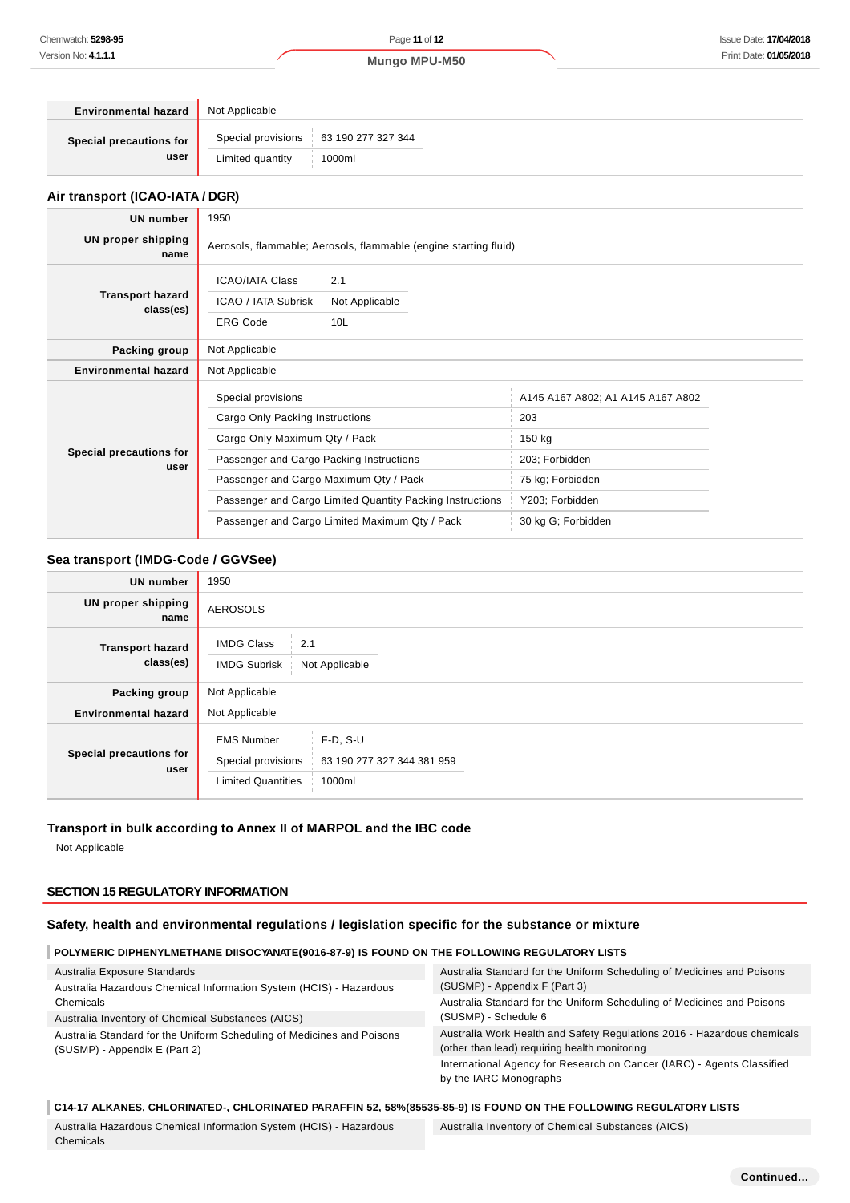| | |
|---|---|
| **Environmental hazard** | Not Applicable |
| **Special precautions for user** | Special provisions: 63 190 277 327 344<br>Limited quantity: 1000ml |

### Air transport (ICAO-IATA / DGR)

| | |
|---|---|
| **UN number** | 1950 |
| **UN proper shipping name** | Aerosols, flammable; Aerosols, flammable (engine starting fluid) |
| **Transport hazard class(es)** | ICAO/IATA Class: 2.1<br>ICAO / IATA Subrisk: Not Applicable<br>ERG Code: 10L |
| **Packing group** | Not Applicable |
| **Environmental hazard** | Not Applicable |
| **Special precautions for user** | Special provisions: A145 A167 A802; A1 A145 A167 A802<br>Cargo Only Packing Instructions: 203<br>Cargo Only Maximum Qty / Pack: 150 kg<br>Passenger and Cargo Packing Instructions: 203; Forbidden<br>Passenger and Cargo Maximum Qty / Pack: 75 kg; Forbidden<br>Passenger and Cargo Limited Quantity Packing Instructions: Y203; Forbidden<br>Passenger and Cargo Limited Maximum Qty / Pack: 30 kg G; Forbidden |

### Sea transport (IMDG-Code / GGVSee)

| | |
|---|---|
| **UN number** | 1950 |
| **UN proper shipping name** | AEROSOLS |
| **Transport hazard class(es)** | IMDG Class: 2.1<br>IMDG Subrisk: Not Applicable |
| **Packing group** | Not Applicable |
| **Environmental hazard** | Not Applicable |
| **Special precautions for user** | EMS Number: F-D, S-U<br>Special provisions: 63 190 277 327 344 381 959<br>Limited Quantities: 1000ml |

### Transport in bulk according to Annex II of MARPOL and the IBC code

Not Applicable

## SECTION 15 REGULATORY INFORMATION

### Safety, health and environmental regulations / legislation specific for the substance or mixture

**POLYMERIC DIPHENYLMETHANE DIISOCYANATE(9016-87-9) IS FOUND ON THE FOLLOWING REGULATORY LISTS**

- Australia Exposure Standards
- Australia Hazardous Chemical Information System (HCIS) - Hazardous Chemicals
- Australia Inventory of Chemical Substances (AICS)
- Australia Standard for the Uniform Scheduling of Medicines and Poisons (SUSMP) - Appendix E (Part 2)
- Australia Standard for the Uniform Scheduling of Medicines and Poisons (SUSMP) - Appendix F (Part 3)
- Australia Standard for the Uniform Scheduling of Medicines and Poisons (SUSMP) - Schedule 6
- Australia Work Health and Safety Regulations 2016 - Hazardous chemicals (other than lead) requiring health monitoring
- International Agency for Research on Cancer (IARC) - Agents Classified by the IARC Monographs

**C14-17 ALKANES, CHLORINATED-, CHLORINATED PARAFFIN 52, 58%(85535-85-9) IS FOUND ON THE FOLLOWING REGULATORY LISTS**

- Australia Hazardous Chemical Information System (HCIS) - Hazardous Chemicals
- Australia Inventory of Chemical Substances (AICS)

Continued...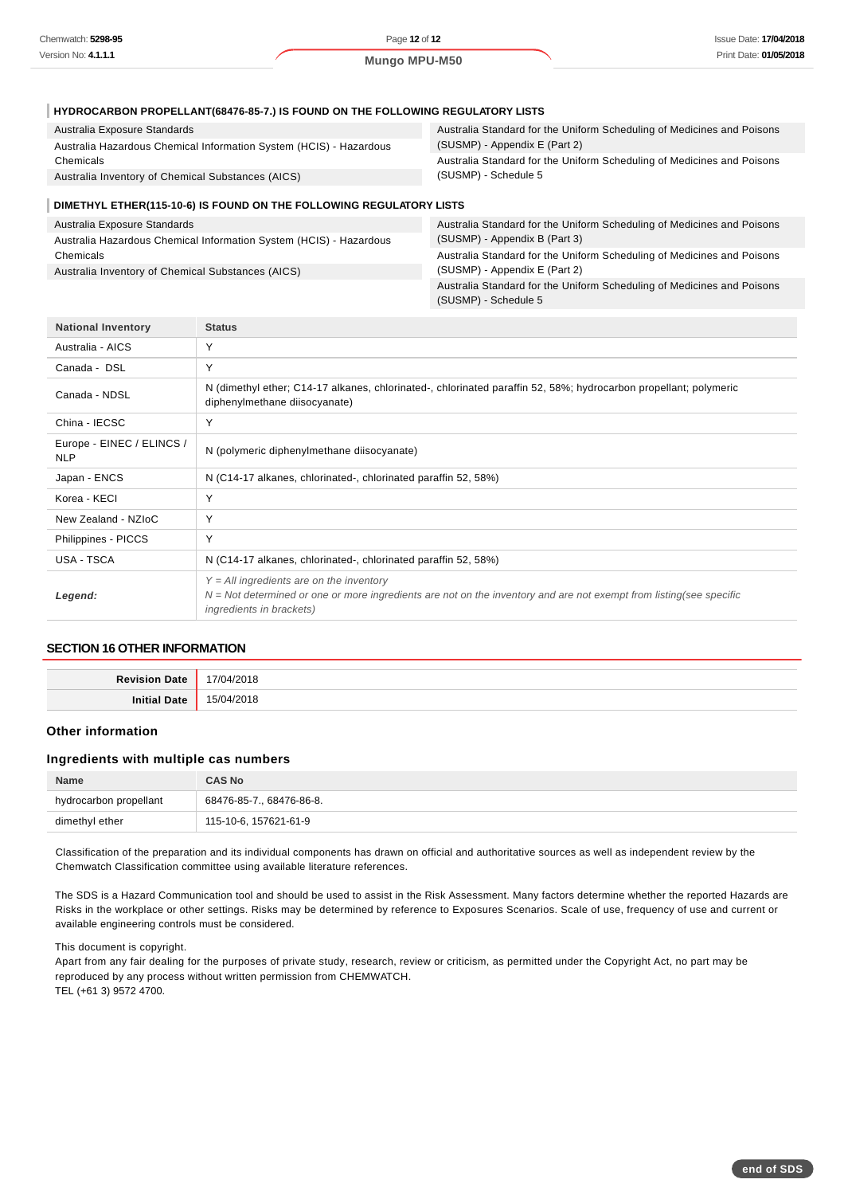### HYDROCARBON PROPELLANT(68476-85-7.) IS FOUND ON THE FOLLOWING REGULATORY LISTS

| | |
|---|---|
| Australia Exposure Standards | Australia Standard for the Uniform Scheduling of Medicines and Poisons (SUSMP) - Appendix E (Part 2) |
| Australia Hazardous Chemical Information System (HCIS) - Hazardous Chemicals | Australia Standard for the Uniform Scheduling of Medicines and Poisons (SUSMP) - Schedule 5 |
| Australia Inventory of Chemical Substances (AICS) | |

### DIMETHYL ETHER(115-10-6) IS FOUND ON THE FOLLOWING REGULATORY LISTS

| | |
|---|---|
| Australia Exposure Standards | Australia Standard for the Uniform Scheduling of Medicines and Poisons (SUSMP) - Appendix B (Part 3) |
| Australia Hazardous Chemical Information System (HCIS) - Hazardous Chemicals | Australia Standard for the Uniform Scheduling of Medicines and Poisons (SUSMP) - Appendix E (Part 2) |
| Australia Inventory of Chemical Substances (AICS) | Australia Standard for the Uniform Scheduling of Medicines and Poisons (SUSMP) - Schedule 5 |

| National Inventory | Status |
|---|---|
| Australia - AICS | Y |
| Canada - DSL | Y |
| Canada - NDSL | N (dimethyl ether; C14-17 alkanes, chlorinated-, chlorinated paraffin 52, 58%; hydrocarbon propellant; polymeric diphenylmethane diisocyanate) |
| China - IECSC | Y |
| Europe - EINEC / ELINCS / NLP | N (polymeric diphenylmethane diisocyanate) |
| Japan - ENCS | N (C14-17 alkanes, chlorinated-, chlorinated paraffin 52, 58%) |
| Korea - KECI | Y |
| New Zealand - NZIoC | Y |
| Philippines - PICCS | Y |
| USA - TSCA | N (C14-17 alkanes, chlorinated-, chlorinated paraffin 52, 58%) |
| ***Legend:*** | *Y = All ingredients are on the inventory*<br>*N = Not determined or one or more ingredients are not on the inventory and are not exempt from listing(see specific ingredients in brackets)* |

## SECTION 16 OTHER INFORMATION

| | |
|---|---|
| **Revision Date** | 17/04/2018 |
| **Initial Date** | 15/04/2018 |

### Other information

### Ingredients with multiple cas numbers

| Name | CAS No |
|---|---|
| hydrocarbon propellant | 68476-85-7., 68476-86-8. |
| dimethyl ether | 115-10-6, 157621-61-9 |

Classification of the preparation and its individual components has drawn on official and authoritative sources as well as independent review by the Chemwatch Classification committee using available literature references.

The SDS is a Hazard Communication tool and should be used to assist in the Risk Assessment. Many factors determine whether the reported Hazards are Risks in the workplace or other settings. Risks may be determined by reference to Exposures Scenarios. Scale of use, frequency of use and current or available engineering controls must be considered.

This document is copyright.
Apart from any fair dealing for the purposes of private study, research, review or criticism, as permitted under the Copyright Act, no part may be reproduced by any process without written permission from CHEMWATCH.
TEL (+61 3) 9572 4700.

end of SDS